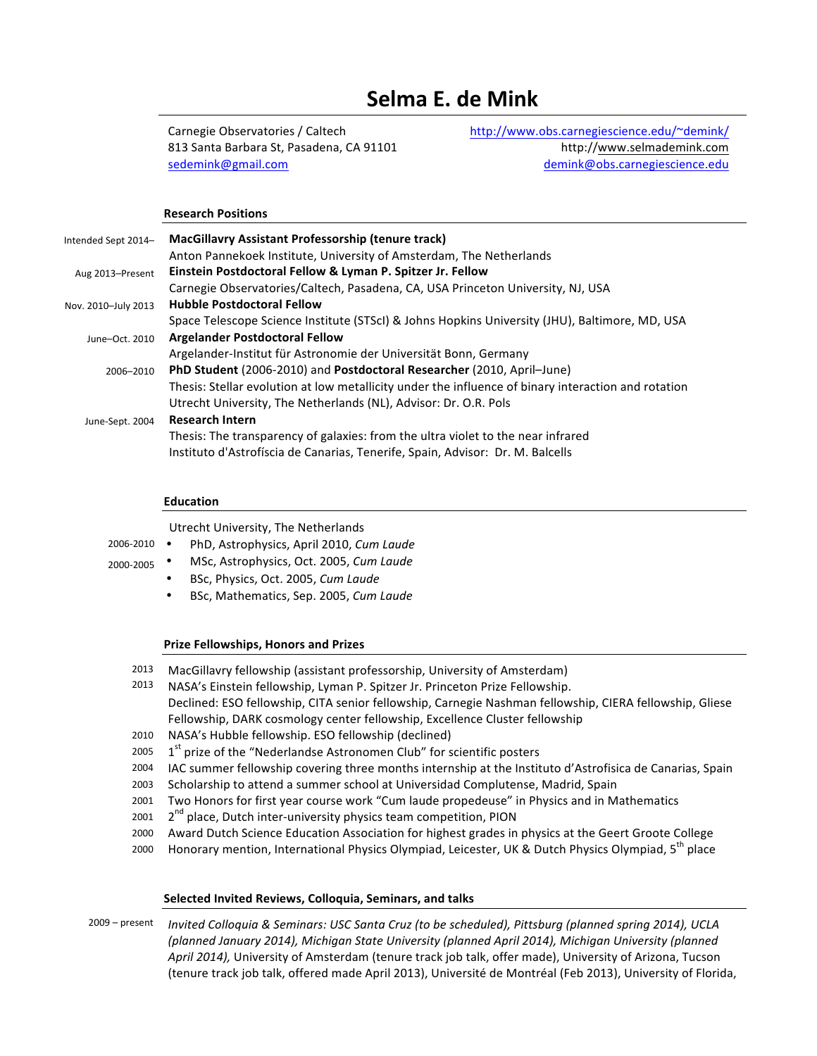# Selma E. de Mink

Carnegie Observatories / Caltech
813 Santa Barbara St, Pasadena, CA 91101
sedemink@gmail.com

http://www.obs.carnegiescience.edu/~demink/
http://www.selmademink.com
demink@obs.carnegiescience.edu

## Research Positions

Intended Sept 2014– **MacGillavry Assistant Professorship (tenure track)**
Anton Pannekoek Institute, University of Amsterdam, The Netherlands

Aug 2013–Present **Einstein Postdoctoral Fellow & Lyman P. Spitzer Jr. Fellow**
Carnegie Observatories/Caltech, Pasadena, CA, USA Princeton University, NJ, USA

Nov. 2010–July 2013 **Hubble Postdoctoral Fellow**
Space Telescope Science Institute (STScI) & Johns Hopkins University (JHU), Baltimore, MD, USA

June–Oct. 2010 **Argelander Postdoctoral Fellow**
Argelander-Institut für Astronomie der Universität Bonn, Germany

2006–2010 **PhD Student** (2006-2010) and **Postdoctoral Researcher** (2010, April–June)
Thesis: Stellar evolution at low metallicity under the influence of binary interaction and rotation
Utrecht University, The Netherlands (NL), Advisor: Dr. O.R. Pols

June-Sept. 2004 **Research Intern**
Thesis: The transparency of galaxies: from the ultra violet to the near infrared
Instituto d'Astrofíscia de Canarias, Tenerife, Spain, Advisor: Dr. M. Balcells

## Education

Utrecht University, The Netherlands

- 2006-2010 PhD, Astrophysics, April 2010, *Cum Laude*
- 2000-2005 MSc, Astrophysics, Oct. 2005, *Cum Laude*
- BSc, Physics, Oct. 2005, *Cum Laude*
- BSc, Mathematics, Sep. 2005, *Cum Laude*

## Prize Fellowships, Honors and Prizes

2013 MacGillavry fellowship (assistant professorship, University of Amsterdam)

2013 NASA's Einstein fellowship, Lyman P. Spitzer Jr. Princeton Prize Fellowship.
Declined: ESO fellowship, CITA senior fellowship, Carnegie Nashman fellowship, CIERA fellowship, Gliese Fellowship, DARK cosmology center fellowship, Excellence Cluster fellowship

2010 NASA's Hubble fellowship. ESO fellowship (declined)

2005 1st prize of the "Nederlandse Astronomen Club" for scientific posters

2004 IAC summer fellowship covering three months internship at the Instituto d'Astrofisica de Canarias, Spain

2003 Scholarship to attend a summer school at Universidad Complutense, Madrid, Spain

2001 Two Honors for first year course work "Cum laude propedeuse" in Physics and in Mathematics

2001 2nd place, Dutch inter-university physics team competition, PION

2000 Award Dutch Science Education Association for highest grades in physics at the Geert Groote College

2000 Honorary mention, International Physics Olympiad, Leicester, UK & Dutch Physics Olympiad, 5th place

## Selected Invited Reviews, Colloquia, Seminars, and talks

2009 – present *Invited Colloquia & Seminars: USC Santa Cruz (to be scheduled), Pittsburg (planned spring 2014), UCLA (planned January 2014), Michigan State University (planned April 2014), Michigan University (planned April 2014),* University of Amsterdam (tenure track job talk, offer made), University of Arizona, Tucson (tenure track job talk, offered made April 2013), Université de Montréal (Feb 2013), University of Florida,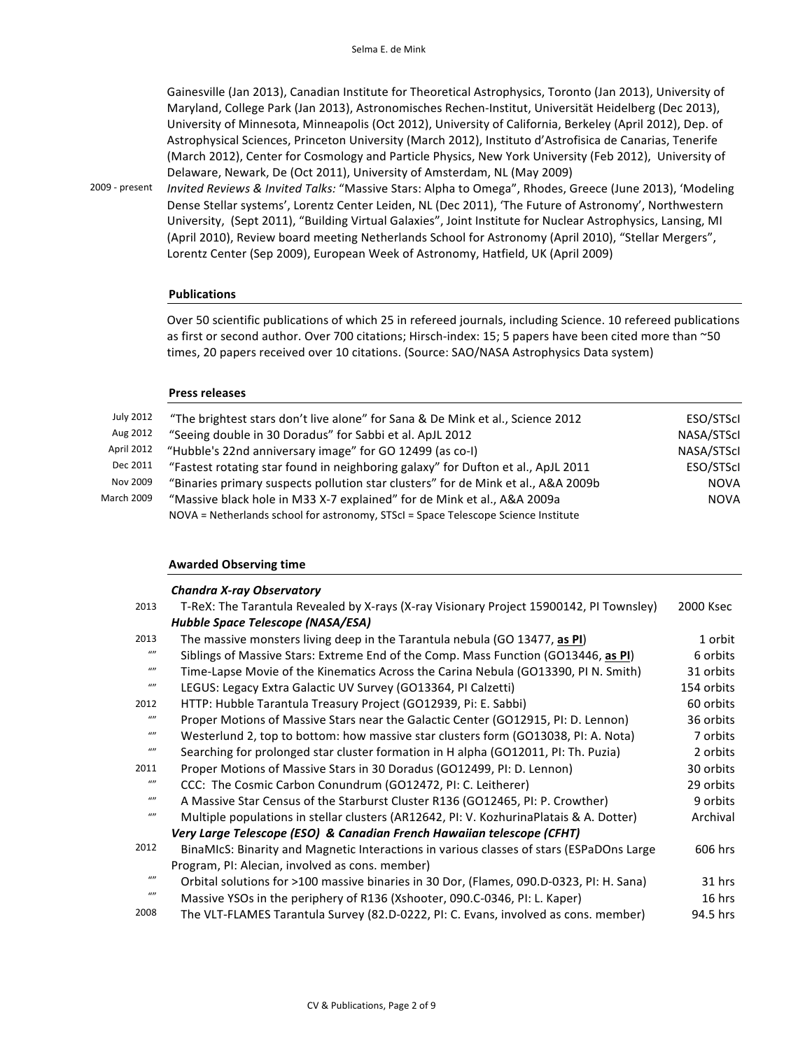Gainesville (Jan 2013), Canadian Institute for Theoretical Astrophysics, Toronto (Jan 2013), University of Maryland, College Park (Jan 2013), Astronomisches Rechen-Institut, Universität Heidelberg (Dec 2013), University of Minnesota, Minneapolis (Oct 2012), University of California, Berkeley (April 2012), Dep. of Astrophysical Sciences, Princeton University (March 2012), Instituto d'Astrofisica de Canarias, Tenerife (March 2012), Center for Cosmology and Particle Physics, New York University (Feb 2012), University of Delaware, Newark, De (Oct 2011), University of Amsterdam, NL (May 2009)

2009 - present *Invited Reviews & Invited Talks:* "Massive Stars: Alpha to Omega", Rhodes, Greece (June 2013), 'Modeling Dense Stellar systems', Lorentz Center Leiden, NL (Dec 2011), 'The Future of Astronomy', Northwestern University, (Sept 2011), "Building Virtual Galaxies", Joint Institute for Nuclear Astrophysics, Lansing, MI (April 2010), Review board meeting Netherlands School for Astronomy (April 2010), "Stellar Mergers", Lorentz Center (Sep 2009), European Week of Astronomy, Hatfield, UK (April 2009)

## Publications

Over 50 scientific publications of which 25 in refereed journals, including Science. 10 refereed publications as first or second author. Over 700 citations; Hirsch-index: 15; 5 papers have been cited more than ~50 times, 20 papers received over 10 citations. (Source: SAO/NASA Astrophysics Data system)

## Press releases

| | | |
|---|---|---|
| July 2012 | "The brightest stars don't live alone" for Sana & De Mink et al., Science 2012 | ESO/STScI |
| Aug 2012 | "Seeing double in 30 Doradus" for Sabbi et al. ApJL 2012 | NASA/STScI |
| April 2012 | "Hubble's 22nd anniversary image" for GO 12499 (as co-I) | NASA/STScI |
| Dec 2011 | "Fastest rotating star found in neighboring galaxy" for Dufton et al., ApJL 2011 | ESO/STScI |
| Nov 2009 | "Binaries primary suspects pollution star clusters" for de Mink et al., A&A 2009b | NOVA |
| March 2009 | "Massive black hole in M33 X-7 explained" for de Mink et al., A&A 2009a | NOVA |

NOVA = Netherlands school for astronomy, STScI = Space Telescope Science Institute

## Awarded Observing time

| | | |
|---|---|---|
| | ***Chandra X-ray Observatory*** | |
| 2013 | T-ReX: The Tarantula Revealed by X-rays (X-ray Visionary Project 15900142, PI Townsley) | 2000 Ksec |
| | ***Hubble Space Telescope (NASA/ESA)*** | |
| 2013 | The massive monsters living deep in the Tarantula nebula (GO 13477, **as PI**) | 1 orbit |
| "" | Siblings of Massive Stars: Extreme End of the Comp. Mass Function (GO13446, **as PI**) | 6 orbits |
| "" | Time-Lapse Movie of the Kinematics Across the Carina Nebula (GO13390, PI N. Smith) | 31 orbits |
| "" | LEGUS: Legacy Extra Galactic UV Survey (GO13364, PI Calzetti) | 154 orbits |
| 2012 | HTTP: Hubble Tarantula Treasury Project (GO12939, Pi: E. Sabbi) | 60 orbits |
| "" | Proper Motions of Massive Stars near the Galactic Center (GO12915, PI: D. Lennon) | 36 orbits |
| "" | Westerlund 2, top to bottom: how massive star clusters form (GO13038, PI: A. Nota) | 7 orbits |
| "" | Searching for prolonged star cluster formation in H alpha (GO12011, PI: Th. Puzia) | 2 orbits |
| 2011 | Proper Motions of Massive Stars in 30 Doradus (GO12499, PI: D. Lennon) | 30 orbits |
| "" | CCC: The Cosmic Carbon Conundrum (GO12472, PI: C. Leitherer) | 29 orbits |
| "" | A Massive Star Census of the Starburst Cluster R136 (GO12465, PI: P. Crowther) | 9 orbits |
| "" | Multiple populations in stellar clusters (AR12642, PI: V. KozhurinaPlatais & A. Dotter) | Archival |
| | ***Very Large Telescope (ESO) & Canadian French Hawaiian telescope (CFHT)*** | |
| 2012 | BinaMIcS: Binarity and Magnetic Interactions in various classes of stars (ESPaDOns Large Program, PI: Alecian, involved as cons. member) | 606 hrs |
| "" | Orbital solutions for >100 massive binaries in 30 Dor, (Flames, 090.D-0323, PI: H. Sana) | 31 hrs |
| "" | Massive YSOs in the periphery of R136 (Xshooter, 090.C-0346, PI: L. Kaper) | 16 hrs |
| 2008 | The VLT-FLAMES Tarantula Survey (82.D-0222, PI: C. Evans, involved as cons. member) | 94.5 hrs |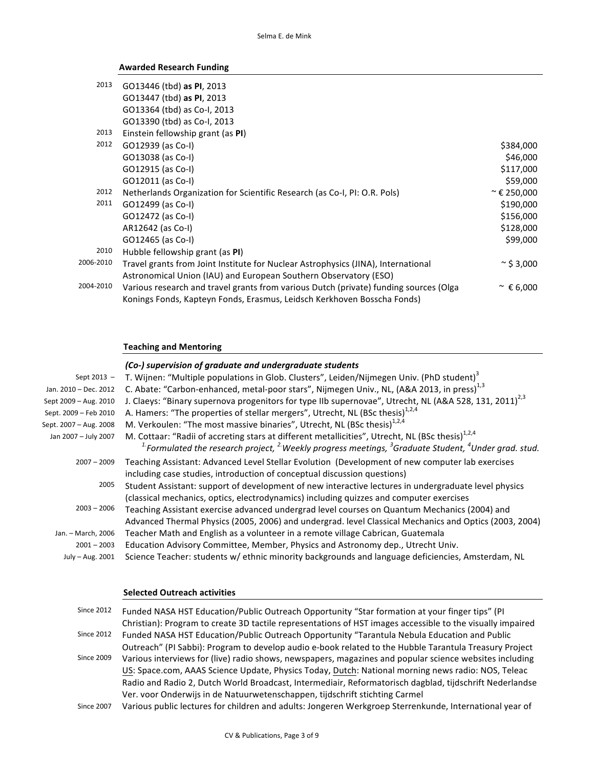## Awarded Research Funding

| | | |
|---|---|---|
| 2013 | GO13446 (tbd) **as PI**, 2013 | |
| | GO13447 (tbd) **as PI**, 2013 | |
| | GO13364 (tbd) as Co-I, 2013 | |
| | GO13390 (tbd) as Co-I, 2013 | |
| 2013 | Einstein fellowship grant (as **PI**) | |
| 2012 | GO12939 (as Co-I) | $384,000 |
| | GO13038 (as Co-I) | $46,000 |
| | GO12915 (as Co-I) | $117,000 |
| | GO12011 (as Co-I) | $59,000 |
| 2012 | Netherlands Organization for Scientific Research (as Co-I, PI: O.R. Pols) | ~ € 250,000 |
| 2011 | GO12499 (as Co-I) | $190,000 |
| | GO12472 (as Co-I) | $156,000 |
| | AR12642 (as Co-I) | $128,000 |
| | GO12465 (as Co-I) | $99,000 |
| 2010 | Hubble fellowship grant (as **PI**) | |
| 2006-2010 | Travel grants from Joint Institute for Nuclear Astrophysics (JINA), International Astronomical Union (IAU) and European Southern Observatory (ESO) | ~ $ 3,000 |
| 2004-2010 | Various research and travel grants from various Dutch (private) funding sources (Olga Konings Fonds, Kapteyn Fonds, Erasmus, Leidsch Kerkhoven Bosscha Fonds) | ~ € 6,000 |

## Teaching and Mentoring

***(Co-) supervision of graduate and undergraduate students***

| | |
|---|---|
| Sept 2013 – | T. Wijnen: "Multiple populations in Glob. Clusters", Leiden/Nijmegen Univ. (PhD student)[3] |
| Jan. 2010 – Dec. 2012 | C. Abate: "Carbon-enhanced, metal-poor stars", Nijmegen Univ., NL, (A&A 2013, in press)[1,3] |
| Sept 2009 – Aug. 2010 | J. Claeys: "Binary supernova progenitors for type IIb supernovae", Utrecht, NL (A&A 528, 131, 2011)[2,3] |
| Sept. 2009 – Feb 2010 | A. Hamers: "The properties of stellar mergers", Utrecht, NL (BSc thesis)[1,2,4] |
| Sept. 2007 – Aug. 2008 | M. Verkoulen: "The most massive binaries", Utrecht, NL (BSc thesis)[1,2,4] |
| Jan 2007 – July 2007 | M. Cottaar: "Radii of accreting stars at different metallicities", Utrecht, NL (BSc thesis)[1,2,4] |

*[1] Formulated the research project, [2] Weekly progress meetings, [3] Graduate Student, [4] Under grad. stud.*

| | |
|---|---|
| 2007 – 2009 | Teaching Assistant: Advanced Level Stellar Evolution (Development of new computer lab exercises including case studies, introduction of conceptual discussion questions) |
| 2005 | Student Assistant: support of development of new interactive lectures in undergraduate level physics (classical mechanics, optics, electrodynamics) including quizzes and computer exercises |
| 2003 – 2006 | Teaching Assistant exercise advanced undergrad level courses on Quantum Mechanics (2004) and Advanced Thermal Physics (2005, 2006) and undergrad. level Classical Mechanics and Optics (2003, 2004) |
| Jan. – March, 2006 | Teacher Math and English as a volunteer in a remote village Cabrican, Guatemala |
| 2001 – 2003 | Education Advisory Committee, Member, Physics and Astronomy dep., Utrecht Univ. |
| July – Aug. 2001 | Science Teacher: students w/ ethnic minority backgrounds and language deficiencies, Amsterdam, NL |

## Selected Outreach activities

| | |
|---|---|
| Since 2012 | Funded NASA HST Education/Public Outreach Opportunity "Star formation at your finger tips" (PI Christian): Program to create 3D tactile representations of HST images accessible to the visually impaired |
| Since 2012 | Funded NASA HST Education/Public Outreach Opportunity "Tarantula Nebula Education and Public Outreach" (PI Sabbi): Program to develop audio e-book related to the Hubble Tarantula Treasury Project |
| Since 2009 | Various interviews for (live) radio shows, newspapers, magazines and popular science websites including US: Space.com, AAAS Science Update, Physics Today, Dutch: National morning news radio: NOS, Teleac Radio and Radio 2, Dutch World Broadcast, Intermediair, Reformatorisch dagblad, tijdschrift Nederlandse Ver. voor Onderwijs in de Natuurwetenschappen, tijdschrift stichting Carmel |
| Since 2007 | Various public lectures for children and adults: Jongeren Werkgroep Sterrenkunde, International year of |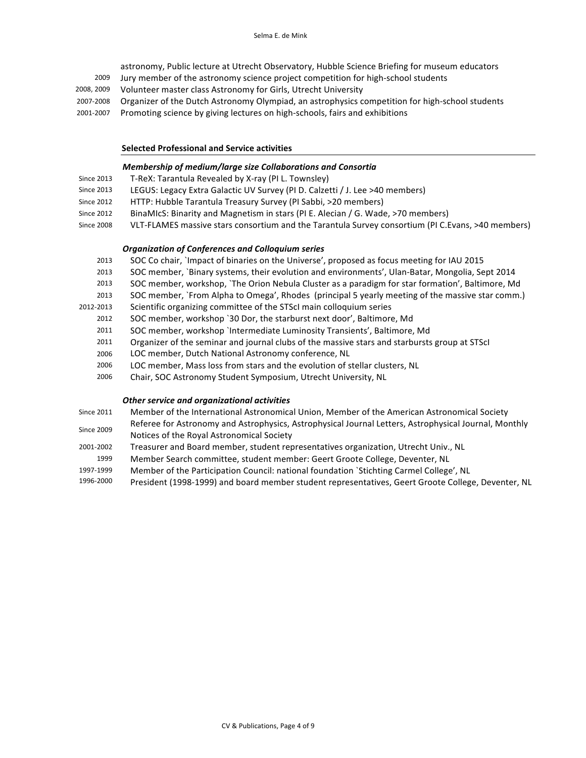| | |
|---|---|
| | astronomy, Public lecture at Utrecht Observatory, Hubble Science Briefing for museum educators |
| 2009 | Jury member of the astronomy science project competition for high-school students |
| 2008, 2009 | Volunteer master class Astronomy for Girls, Utrecht University |
| 2007-2008 | Organizer of the Dutch Astronomy Olympiad, an astrophysics competition for high-school students |
| 2001-2007 | Promoting science by giving lectures on high-schools, fairs and exhibitions |

## Selected Professional and Service activities

### *Membership of medium/large size Collaborations and Consortia*

| | |
|---|---|
| Since 2013 | T-ReX: Tarantula Revealed by X-ray (PI L. Townsley) |
| Since 2013 | LEGUS: Legacy Extra Galactic UV Survey (PI D. Calzetti / J. Lee >40 members) |
| Since 2012 | HTTP: Hubble Tarantula Treasury Survey (PI Sabbi, >20 members) |
| Since 2012 | BinaMIcS: Binarity and Magnetism in stars (PI E. Alecian / G. Wade, >70 members) |
| Since 2008 | VLT-FLAMES massive stars consortium and the Tarantula Survey consortium (PI C.Evans, >40 members) |

### *Organization of Conferences and Colloquium series*

| | |
|---|---|
| 2013 | SOC Co chair, `Impact of binaries on the Universe', proposed as focus meeting for IAU 2015 |
| 2013 | SOC member, `Binary systems, their evolution and environments', Ulan-Batar, Mongolia, Sept 2014 |
| 2013 | SOC member, workshop, `The Orion Nebula Cluster as a paradigm for star formation', Baltimore, Md |
| 2013 | SOC member, `From Alpha to Omega', Rhodes (principal 5 yearly meeting of the massive star comm.) |
| 2012-2013 | Scientific organizing committee of the STScI main colloquium series |
| 2012 | SOC member, workshop `30 Dor, the starburst next door', Baltimore, Md |
| 2011 | SOC member, workshop `Intermediate Luminosity Transients', Baltimore, Md |
| 2011 | Organizer of the seminar and journal clubs of the massive stars and starbursts group at STScI |
| 2006 | LOC member, Dutch National Astronomy conference, NL |
| 2006 | LOC member, Mass loss from stars and the evolution of stellar clusters, NL |
| 2006 | Chair, SOC Astronomy Student Symposium, Utrecht University, NL |

### *Other service and organizational activities*

| | |
|---|---|
| Since 2011 | Member of the International Astronomical Union, Member of the American Astronomical Society |
| Since 2009 | Referee for Astronomy and Astrophysics, Astrophysical Journal Letters, Astrophysical Journal, Monthly Notices of the Royal Astronomical Society |
| 2001-2002 | Treasurer and Board member, student representatives organization, Utrecht Univ., NL |
| 1999 | Member Search committee, student member: Geert Groote College, Deventer, NL |
| 1997-1999 | Member of the Participation Council: national foundation `Stichting Carmel College', NL |
| 1996-2000 | President (1998-1999) and board member student representatives, Geert Groote College, Deventer, NL |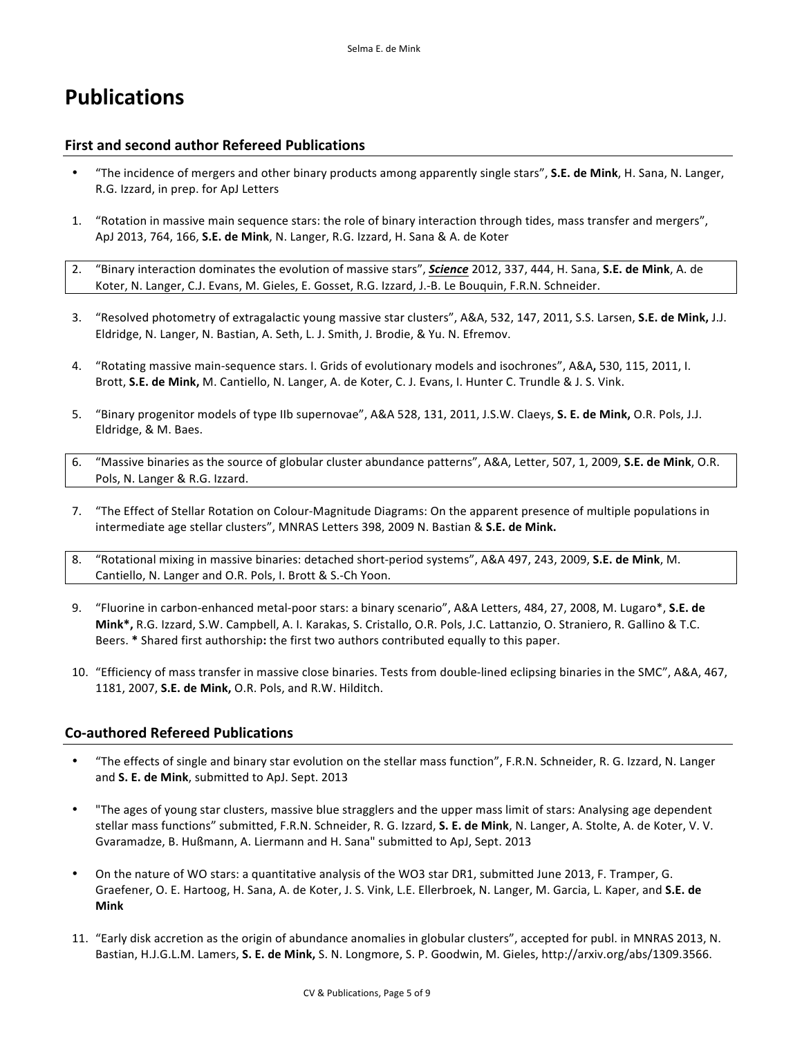# Publications

## First and second author Refereed Publications

- "The incidence of mergers and other binary products among apparently single stars", **S.E. de Mink**, H. Sana, N. Langer, R.G. Izzard, in prep. for ApJ Letters

1. "Rotation in massive main sequence stars: the role of binary interaction through tides, mass transfer and mergers", ApJ 2013, 764, 166, **S.E. de Mink**, N. Langer, R.G. Izzard, H. Sana & A. de Koter

2. "Binary interaction dominates the evolution of massive stars", ***Science*** 2012, 337, 444, H. Sana, **S.E. de Mink**, A. de Koter, N. Langer, C.J. Evans, M. Gieles, E. Gosset, R.G. Izzard, J.-B. Le Bouquin, F.R.N. Schneider.

3. "Resolved photometry of extragalactic young massive star clusters", A&A, 532, 147, 2011, S.S. Larsen, **S.E. de Mink,** J.J. Eldridge, N. Langer, N. Bastian, A. Seth, L. J. Smith, J. Brodie, & Yu. N. Efremov.

4. "Rotating massive main-sequence stars. I. Grids of evolutionary models and isochrones", A&A**,** 530, 115, 2011, I. Brott, **S.E. de Mink,** M. Cantiello, N. Langer, A. de Koter, C. J. Evans, I. Hunter C. Trundle & J. S. Vink.

5. "Binary progenitor models of type IIb supernovae", A&A 528, 131, 2011, J.S.W. Claeys, **S. E. de Mink,** O.R. Pols, J.J. Eldridge, & M. Baes.

6. "Massive binaries as the source of globular cluster abundance patterns", A&A, Letter, 507, 1, 2009, **S.E. de Mink**, O.R. Pols, N. Langer & R.G. Izzard.

7. "The Effect of Stellar Rotation on Colour-Magnitude Diagrams: On the apparent presence of multiple populations in intermediate age stellar clusters", MNRAS Letters 398, 2009 N. Bastian & **S.E. de Mink.**

8. "Rotational mixing in massive binaries: detached short-period systems", A&A 497, 243, 2009, **S.E. de Mink**, M. Cantiello, N. Langer and O.R. Pols, I. Brott & S.-Ch Yoon.

9. "Fluorine in carbon-enhanced metal-poor stars: a binary scenario", A&A Letters, 484, 27, 2008, M. Lugaro*, **S.E. de Mink*,** R.G. Izzard, S.W. Campbell, A. I. Karakas, S. Cristallo, O.R. Pols, J.C. Lattanzio, O. Straniero, R. Gallino & T.C. Beers. * Shared first authorship**:** the first two authors contributed equally to this paper.

10. "Efficiency of mass transfer in massive close binaries. Tests from double-lined eclipsing binaries in the SMC", A&A, 467, 1181, 2007, **S.E. de Mink,** O.R. Pols, and R.W. Hilditch.

## Co-authored Refereed Publications

- "The effects of single and binary star evolution on the stellar mass function", F.R.N. Schneider, R. G. Izzard, N. Langer and **S. E. de Mink**, submitted to ApJ. Sept. 2013

- "The ages of young star clusters, massive blue stragglers and the upper mass limit of stars: Analysing age dependent stellar mass functions" submitted, F.R.N. Schneider, R. G. Izzard, **S. E. de Mink**, N. Langer, A. Stolte, A. de Koter, V. V. Gvaramadze, B. Hußmann, A. Liermann and H. Sana" submitted to ApJ, Sept. 2013

- On the nature of WO stars: a quantitative analysis of the WO3 star DR1, submitted June 2013, F. Tramper, G. Graefener, O. E. Hartoog, H. Sana, A. de Koter, J. S. Vink, L.E. Ellerbroek, N. Langer, M. Garcia, L. Kaper, and **S.E. de Mink**

11. "Early disk accretion as the origin of abundance anomalies in globular clusters", accepted for publ. in MNRAS 2013, N. Bastian, H.J.G.L.M. Lamers, **S. E. de Mink,** S. N. Longmore, S. P. Goodwin, M. Gieles, http://arxiv.org/abs/1309.3566.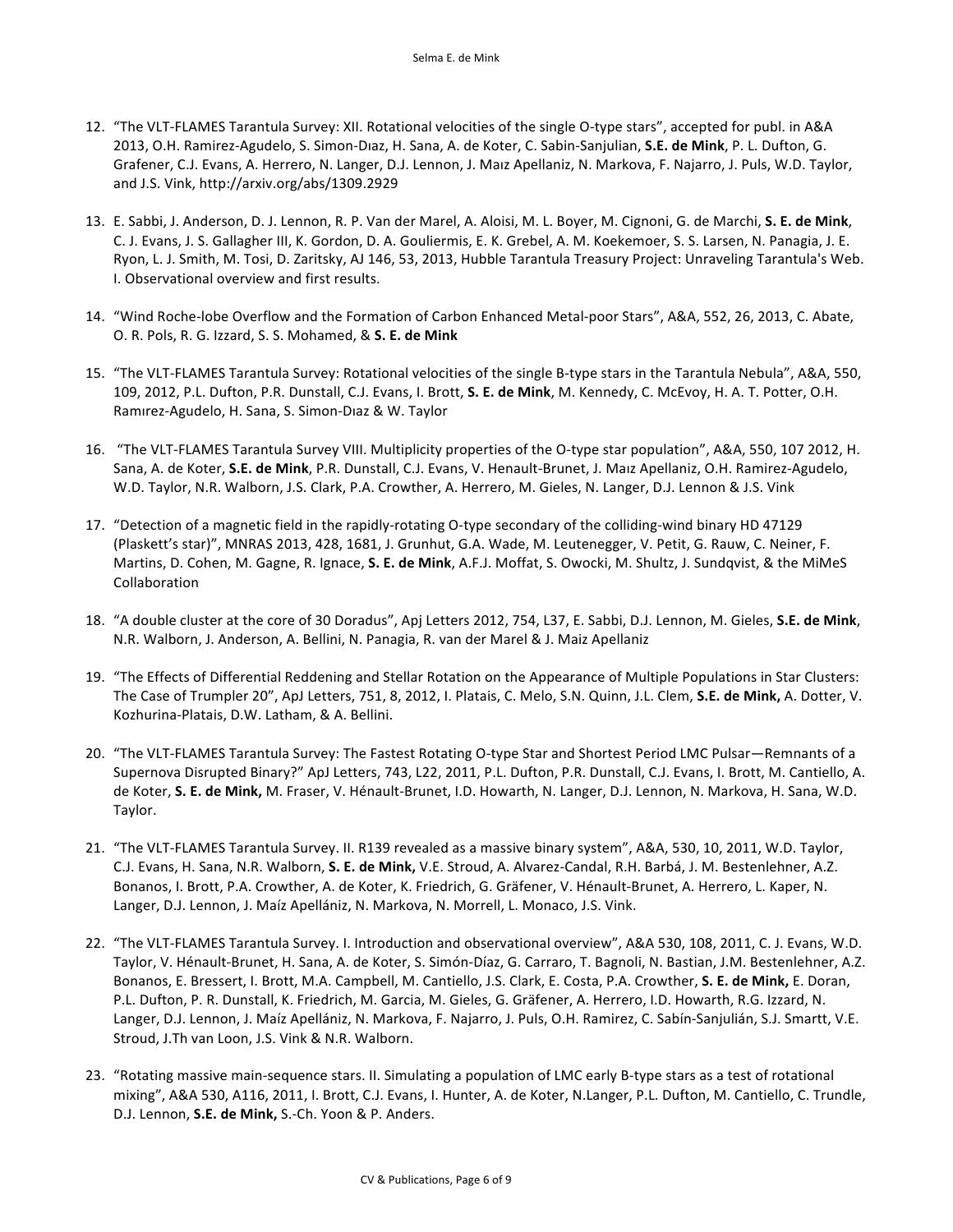12. "The VLT-FLAMES Tarantula Survey: XII. Rotational velocities of the single O-type stars", accepted for publ. in A&A 2013, O.H. Ramirez-Agudelo, S. Simon-Dıaz, H. Sana, A. de Koter, C. Sabin-Sanjulian, **S.E. de Mink**, P. L. Dufton, G. Grafener, C.J. Evans, A. Herrero, N. Langer, D.J. Lennon, J. Maız Apellaniz, N. Markova, F. Najarro, J. Puls, W.D. Taylor, and J.S. Vink, http://arxiv.org/abs/1309.2929

13. E. Sabbi, J. Anderson, D. J. Lennon, R. P. Van der Marel, A. Aloisi, M. L. Boyer, M. Cignoni, G. de Marchi, **S. E. de Mink**, C. J. Evans, J. S. Gallagher III, K. Gordon, D. A. Gouliermis, E. K. Grebel, A. M. Koekemoer, S. S. Larsen, N. Panagia, J. E. Ryon, L. J. Smith, M. Tosi, D. Zaritsky, AJ 146, 53, 2013, Hubble Tarantula Treasury Project: Unraveling Tarantula's Web. I. Observational overview and first results.

14. "Wind Roche-lobe Overflow and the Formation of Carbon Enhanced Metal-poor Stars", A&A, 552, 26, 2013, C. Abate, O. R. Pols, R. G. Izzard, S. S. Mohamed, & **S. E. de Mink**

15. "The VLT-FLAMES Tarantula Survey: Rotational velocities of the single B-type stars in the Tarantula Nebula", A&A, 550, 109, 2012, P.L. Dufton, P.R. Dunstall, C.J. Evans, I. Brott, **S. E. de Mink**, M. Kennedy, C. McEvoy, H. A. T. Potter, O.H. Ramırez-Agudelo, H. Sana, S. Simon-Dıaz & W. Taylor

16. "The VLT-FLAMES Tarantula Survey VIII. Multiplicity properties of the O-type star population", A&A, 550, 107 2012, H. Sana, A. de Koter, **S.E. de Mink**, P.R. Dunstall, C.J. Evans, V. Henault-Brunet, J. Maız Apellaniz, O.H. Ramirez-Agudelo, W.D. Taylor, N.R. Walborn, J.S. Clark, P.A. Crowther, A. Herrero, M. Gieles, N. Langer, D.J. Lennon & J.S. Vink

17. "Detection of a magnetic field in the rapidly-rotating O-type secondary of the colliding-wind binary HD 47129 (Plaskett's star)", MNRAS 2013, 428, 1681, J. Grunhut, G.A. Wade, M. Leutenegger, V. Petit, G. Rauw, C. Neiner, F. Martins, D. Cohen, M. Gagne, R. Ignace, **S. E. de Mink**, A.F.J. Moffat, S. Owocki, M. Shultz, J. Sundqvist, & the MiMeS Collaboration

18. "A double cluster at the core of 30 Doradus", Apj Letters 2012, 754, L37, E. Sabbi, D.J. Lennon, M. Gieles, **S.E. de Mink**, N.R. Walborn, J. Anderson, A. Bellini, N. Panagia, R. van der Marel & J. Maiz Apellaniz

19. "The Effects of Differential Reddening and Stellar Rotation on the Appearance of Multiple Populations in Star Clusters: The Case of Trumpler 20", ApJ Letters, 751, 8, 2012, I. Platais, C. Melo, S.N. Quinn, J.L. Clem, **S.E. de Mink,** A. Dotter, V. Kozhurina-Platais, D.W. Latham, & A. Bellini.

20. "The VLT-FLAMES Tarantula Survey: The Fastest Rotating O-type Star and Shortest Period LMC Pulsar—Remnants of a Supernova Disrupted Binary?" ApJ Letters, 743, L22, 2011, P.L. Dufton, P.R. Dunstall, C.J. Evans, I. Brott, M. Cantiello, A. de Koter, **S. E. de Mink,** M. Fraser, V. Hénault-Brunet, I.D. Howarth, N. Langer, D.J. Lennon, N. Markova, H. Sana, W.D. Taylor.

21. "The VLT-FLAMES Tarantula Survey. II. R139 revealed as a massive binary system", A&A, 530, 10, 2011, W.D. Taylor, C.J. Evans, H. Sana, N.R. Walborn, **S. E. de Mink,** V.E. Stroud, A. Alvarez-Candal, R.H. Barbá, J. M. Bestenlehner, A.Z. Bonanos, I. Brott, P.A. Crowther, A. de Koter, K. Friedrich, G. Gräfener, V. Hénault-Brunet, A. Herrero, L. Kaper, N. Langer, D.J. Lennon, J. Maíz Apellániz, N. Markova, N. Morrell, L. Monaco, J.S. Vink.

22. "The VLT-FLAMES Tarantula Survey. I. Introduction and observational overview", A&A 530, 108, 2011, C. J. Evans, W.D. Taylor, V. Hénault-Brunet, H. Sana, A. de Koter, S. Simón-Díaz, G. Carraro, T. Bagnoli, N. Bastian, J.M. Bestenlehner, A.Z. Bonanos, E. Bressert, I. Brott, M.A. Campbell, M. Cantiello, J.S. Clark, E. Costa, P.A. Crowther, **S. E. de Mink,** E. Doran, P.L. Dufton, P. R. Dunstall, K. Friedrich, M. Garcia, M. Gieles, G. Gräfener, A. Herrero, I.D. Howarth, R.G. Izzard, N. Langer, D.J. Lennon, J. Maíz Apellániz, N. Markova, F. Najarro, J. Puls, O.H. Ramirez, C. Sabín-Sanjulián, S.J. Smartt, V.E. Stroud, J.Th van Loon, J.S. Vink & N.R. Walborn.

23. "Rotating massive main-sequence stars. II. Simulating a population of LMC early B-type stars as a test of rotational mixing", A&A 530, A116, 2011, I. Brott, C.J. Evans, I. Hunter, A. de Koter, N.Langer, P.L. Dufton, M. Cantiello, C. Trundle, D.J. Lennon, **S.E. de Mink,** S.-Ch. Yoon & P. Anders.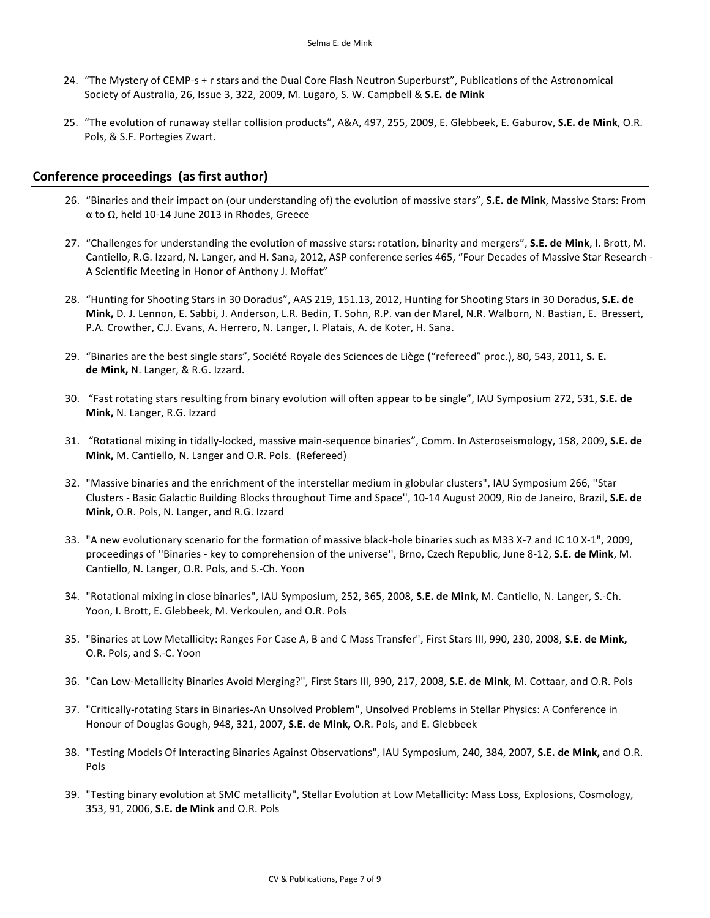24. "The Mystery of CEMP-s + r stars and the Dual Core Flash Neutron Superburst", Publications of the Astronomical Society of Australia, 26, Issue 3, 322, 2009, M. Lugaro, S. W. Campbell & **S.E. de Mink**

25. "The evolution of runaway stellar collision products", A&A, 497, 255, 2009, E. Glebbeek, E. Gaburov, **S.E. de Mink**, O.R. Pols, & S.F. Portegies Zwart.

## Conference proceedings (as first author)

26. "Binaries and their impact on (our understanding of) the evolution of massive stars", **S.E. de Mink**, Massive Stars: From α to Ω, held 10-14 June 2013 in Rhodes, Greece

27. "Challenges for understanding the evolution of massive stars: rotation, binarity and mergers", **S.E. de Mink**, I. Brott, M. Cantiello, R.G. Izzard, N. Langer, and H. Sana, 2012, ASP conference series 465, "Four Decades of Massive Star Research - A Scientific Meeting in Honor of Anthony J. Moffat"

28. "Hunting for Shooting Stars in 30 Doradus", AAS 219, 151.13, 2012, Hunting for Shooting Stars in 30 Doradus, **S.E. de Mink,** D. J. Lennon, E. Sabbi, J. Anderson, L.R. Bedin, T. Sohn, R.P. van der Marel, N.R. Walborn, N. Bastian, E. Bressert, P.A. Crowther, C.J. Evans, A. Herrero, N. Langer, I. Platais, A. de Koter, H. Sana.

29. "Binaries are the best single stars", Société Royale des Sciences de Liège ("refereed" proc.), 80, 543, 2011, **S. E. de Mink,** N. Langer, & R.G. Izzard.

30. "Fast rotating stars resulting from binary evolution will often appear to be single", IAU Symposium 272, 531, **S.E. de Mink,** N. Langer, R.G. Izzard

31. "Rotational mixing in tidally-locked, massive main-sequence binaries", Comm. In Asteroseismology, 158, 2009, **S.E. de Mink,** M. Cantiello, N. Langer and O.R. Pols. (Refereed)

32. "Massive binaries and the enrichment of the interstellar medium in globular clusters", IAU Symposium 266, ''Star Clusters - Basic Galactic Building Blocks throughout Time and Space'', 10-14 August 2009, Rio de Janeiro, Brazil, **S.E. de Mink**, O.R. Pols, N. Langer, and R.G. Izzard

33. "A new evolutionary scenario for the formation of massive black-hole binaries such as M33 X-7 and IC 10 X-1", 2009, proceedings of ''Binaries - key to comprehension of the universe'', Brno, Czech Republic, June 8-12, **S.E. de Mink**, M. Cantiello, N. Langer, O.R. Pols, and S.-Ch. Yoon

34. "Rotational mixing in close binaries", IAU Symposium, 252, 365, 2008, **S.E. de Mink,** M. Cantiello, N. Langer, S.-Ch. Yoon, I. Brott, E. Glebbeek, M. Verkoulen, and O.R. Pols

35. "Binaries at Low Metallicity: Ranges For Case A, B and C Mass Transfer", First Stars III, 990, 230, 2008, **S.E. de Mink,** O.R. Pols, and S.-C. Yoon

36. "Can Low-Metallicity Binaries Avoid Merging?", First Stars III, 990, 217, 2008, **S.E. de Mink**, M. Cottaar, and O.R. Pols

37. "Critically-rotating Stars in Binaries-An Unsolved Problem", Unsolved Problems in Stellar Physics: A Conference in Honour of Douglas Gough, 948, 321, 2007, **S.E. de Mink,** O.R. Pols, and E. Glebbeek

38. "Testing Models Of Interacting Binaries Against Observations", IAU Symposium, 240, 384, 2007, **S.E. de Mink,** and O.R. Pols

39. "Testing binary evolution at SMC metallicity", Stellar Evolution at Low Metallicity: Mass Loss, Explosions, Cosmology, 353, 91, 2006, **S.E. de Mink** and O.R. Pols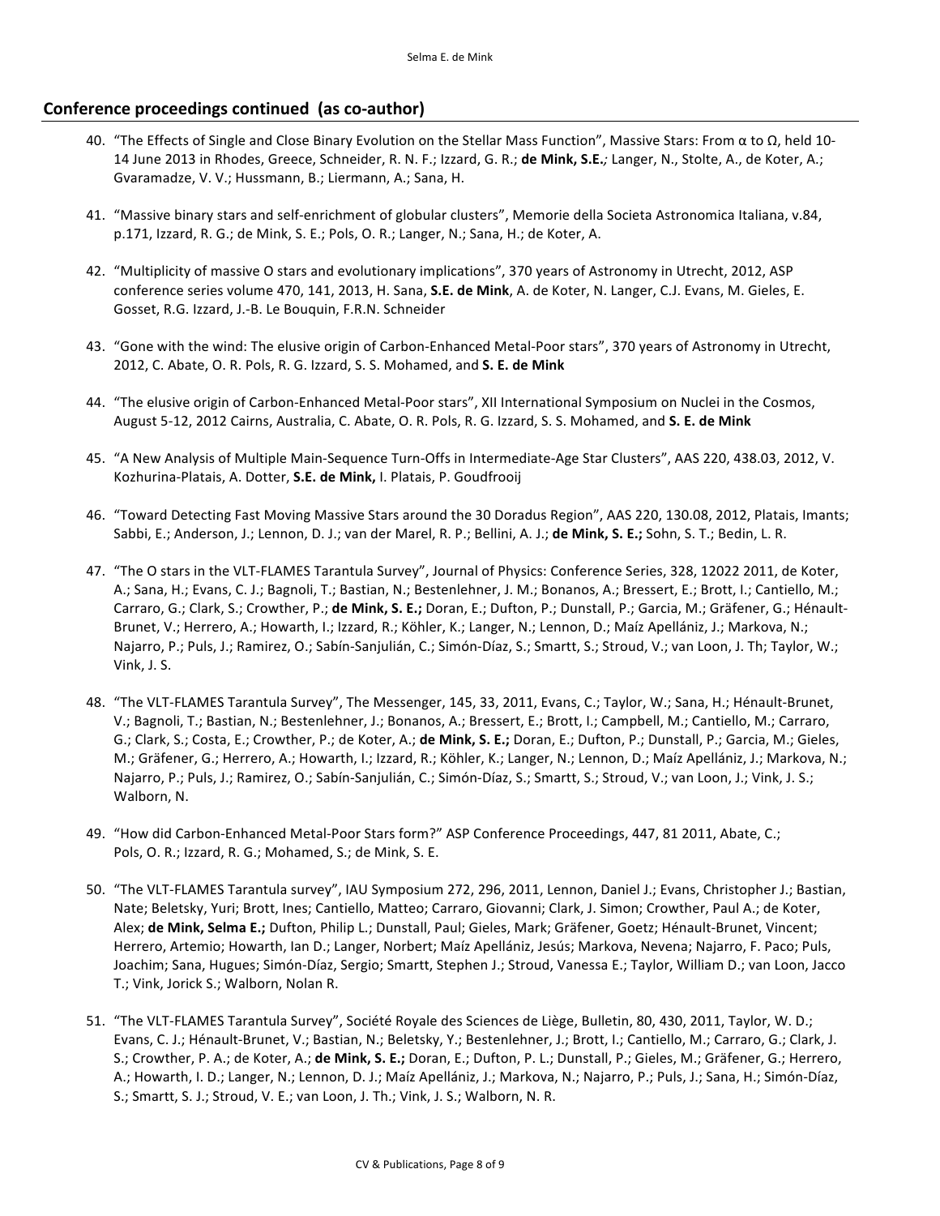## Conference proceedings continued (as co-author)

40. “The Effects of Single and Close Binary Evolution on the Stellar Mass Function”, Massive Stars: From α to Ω, held 10-14 June 2013 in Rhodes, Greece, Schneider, R. N. F.; Izzard, G. R.; **de Mink, S.E.**; Langer, N., Stolte, A., de Koter, A.; Gvaramadze, V. V.; Hussmann, B.; Liermann, A.; Sana, H.

41. “Massive binary stars and self-enrichment of globular clusters”, Memorie della Societa Astronomica Italiana, v.84, p.171, Izzard, R. G.; de Mink, S. E.; Pols, O. R.; Langer, N.; Sana, H.; de Koter, A.

42. “Multiplicity of massive O stars and evolutionary implications”, 370 years of Astronomy in Utrecht, 2012, ASP conference series volume 470, 141, 2013, H. Sana, **S.E. de Mink**, A. de Koter, N. Langer, C.J. Evans, M. Gieles, E. Gosset, R.G. Izzard, J.-B. Le Bouquin, F.R.N. Schneider

43. “Gone with the wind: The elusive origin of Carbon-Enhanced Metal-Poor stars”, 370 years of Astronomy in Utrecht, 2012, C. Abate, O. R. Pols, R. G. Izzard, S. S. Mohamed, and **S. E. de Mink**

44. “The elusive origin of Carbon-Enhanced Metal-Poor stars”, XII International Symposium on Nuclei in the Cosmos, August 5-12, 2012 Cairns, Australia, C. Abate, O. R. Pols, R. G. Izzard, S. S. Mohamed, and **S. E. de Mink**

45. “A New Analysis of Multiple Main-Sequence Turn-Offs in Intermediate-Age Star Clusters”, AAS 220, 438.03, 2012, V. Kozhurina-Platais, A. Dotter, **S.E. de Mink,** I. Platais, P. Goudfrooij

46. “Toward Detecting Fast Moving Massive Stars around the 30 Doradus Region”, AAS 220, 130.08, 2012, Platais, Imants; Sabbi, E.; Anderson, J.; Lennon, D. J.; van der Marel, R. P.; Bellini, A. J.; **de Mink, S. E.;** Sohn, S. T.; Bedin, L. R.

47. “The O stars in the VLT-FLAMES Tarantula Survey”, Journal of Physics: Conference Series, 328, 12022 2011, de Koter, A.; Sana, H.; Evans, C. J.; Bagnoli, T.; Bastian, N.; Bestenlehner, J. M.; Bonanos, A.; Bressert, E.; Brott, I.; Cantiello, M.; Carraro, G.; Clark, S.; Crowther, P.; **de Mink, S. E.;** Doran, E.; Dufton, P.; Dunstall, P.; Garcia, M.; Gräfener, G.; Hénault-Brunet, V.; Herrero, A.; Howarth, I.; Izzard, R.; Köhler, K.; Langer, N.; Lennon, D.; Maíz Apellániz, J.; Markova, N.; Najarro, P.; Puls, J.; Ramirez, O.; Sabín-Sanjulián, C.; Simón-Díaz, S.; Smartt, S.; Stroud, V.; van Loon, J. Th; Taylor, W.; Vink, J. S.

48. “The VLT-FLAMES Tarantula Survey”, The Messenger, 145, 33, 2011, Evans, C.; Taylor, W.; Sana, H.; Hénault-Brunet, V.; Bagnoli, T.; Bastian, N.; Bestenlehner, J.; Bonanos, A.; Bressert, E.; Brott, I.; Campbell, M.; Cantiello, M.; Carraro, G.; Clark, S.; Costa, E.; Crowther, P.; de Koter, A.; **de Mink, S. E.;** Doran, E.; Dufton, P.; Dunstall, P.; Garcia, M.; Gieles, M.; Gräfener, G.; Herrero, A.; Howarth, I.; Izzard, R.; Köhler, K.; Langer, N.; Lennon, D.; Maíz Apellániz, J.; Markova, N.; Najarro, P.; Puls, J.; Ramirez, O.; Sabín-Sanjulián, C.; Simón-Díaz, S.; Smartt, S.; Stroud, V.; van Loon, J.; Vink, J. S.; Walborn, N.

49. “How did Carbon-Enhanced Metal-Poor Stars form?” ASP Conference Proceedings, 447, 81 2011, Abate, C.; Pols, O. R.; Izzard, R. G.; Mohamed, S.; de Mink, S. E.

50. “The VLT-FLAMES Tarantula survey”, IAU Symposium 272, 296, 2011, Lennon, Daniel J.; Evans, Christopher J.; Bastian, Nate; Beletsky, Yuri; Brott, Ines; Cantiello, Matteo; Carraro, Giovanni; Clark, J. Simon; Crowther, Paul A.; de Koter, Alex; **de Mink, Selma E.;** Dufton, Philip L.; Dunstall, Paul; Gieles, Mark; Gräfener, Goetz; Hénault-Brunet, Vincent; Herrero, Artemio; Howarth, Ian D.; Langer, Norbert; Maíz Apellániz, Jesús; Markova, Nevena; Najarro, F. Paco; Puls, Joachim; Sana, Hugues; Simón-Díaz, Sergio; Smartt, Stephen J.; Stroud, Vanessa E.; Taylor, William D.; van Loon, Jacco T.; Vink, Jorick S.; Walborn, Nolan R.

51. “The VLT-FLAMES Tarantula Survey”, Société Royale des Sciences de Liège, Bulletin, 80, 430, 2011, Taylor, W. D.; Evans, C. J.; Hénault-Brunet, V.; Bastian, N.; Beletsky, Y.; Bestenlehner, J.; Brott, I.; Cantiello, M.; Carraro, G.; Clark, J. S.; Crowther, P. A.; de Koter, A.; **de Mink, S. E.;** Doran, E.; Dufton, P. L.; Dunstall, P.; Gieles, M.; Gräfener, G.; Herrero, A.; Howarth, I. D.; Langer, N.; Lennon, D. J.; Maíz Apellániz, J.; Markova, N.; Najarro, P.; Puls, J.; Sana, H.; Simón-Díaz, S.; Smartt, S. J.; Stroud, V. E.; van Loon, J. Th.; Vink, J. S.; Walborn, N. R.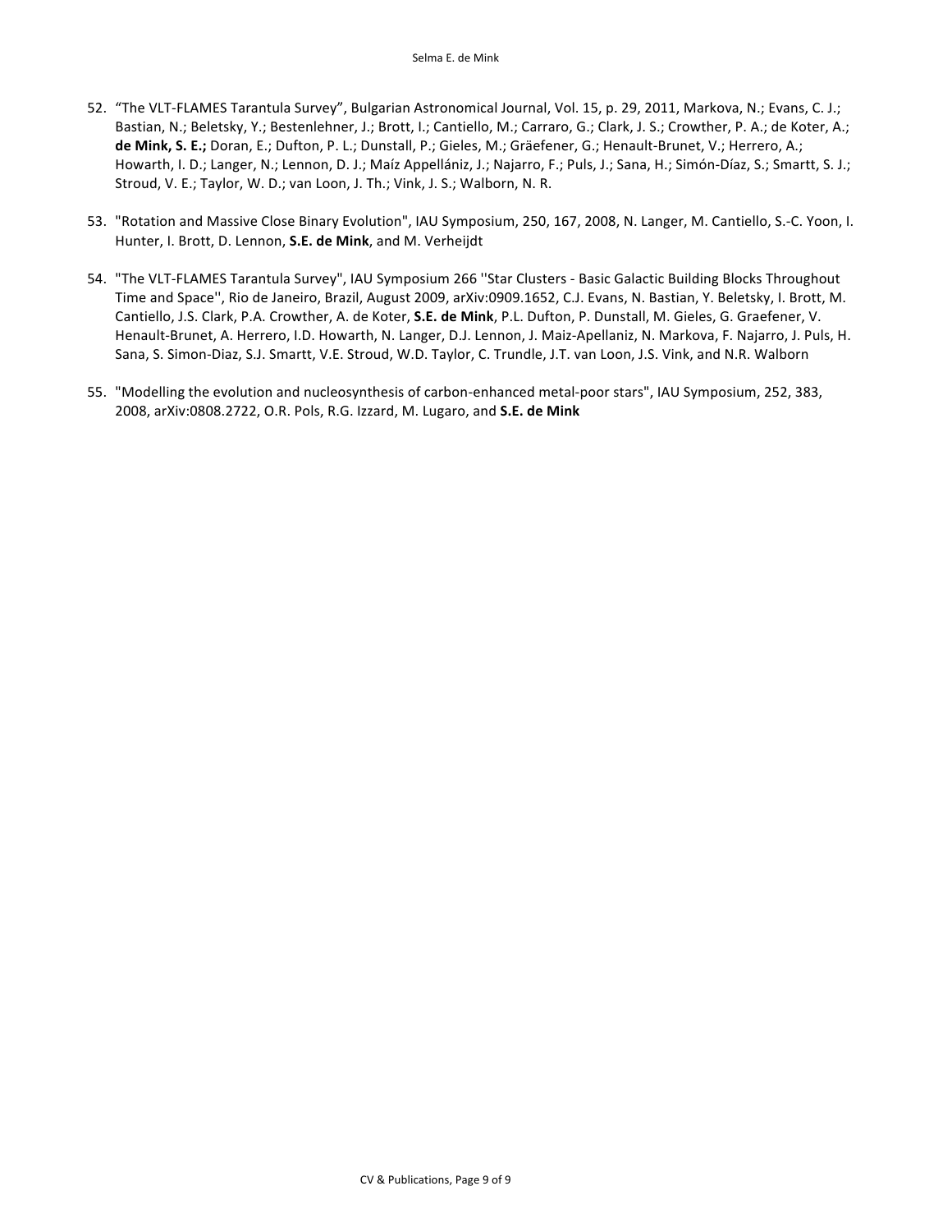52. “The VLT-FLAMES Tarantula Survey”, Bulgarian Astronomical Journal, Vol. 15, p. 29, 2011, Markova, N.; Evans, C. J.; Bastian, N.; Beletsky, Y.; Bestenlehner, J.; Brott, I.; Cantiello, M.; Carraro, G.; Clark, J. S.; Crowther, P. A.; de Koter, A.; **de Mink, S. E.;** Doran, E.; Dufton, P. L.; Dunstall, P.; Gieles, M.; Gräefener, G.; Henault-Brunet, V.; Herrero, A.; Howarth, I. D.; Langer, N.; Lennon, D. J.; Maíz Appellániz, J.; Najarro, F.; Puls, J.; Sana, H.; Simón-Díaz, S.; Smartt, S. J.; Stroud, V. E.; Taylor, W. D.; van Loon, J. Th.; Vink, J. S.; Walborn, N. R.

53. "Rotation and Massive Close Binary Evolution", IAU Symposium, 250, 167, 2008, N. Langer, M. Cantiello, S.-C. Yoon, I. Hunter, I. Brott, D. Lennon, **S.E. de Mink**, and M. Verheijdt

54. "The VLT-FLAMES Tarantula Survey", IAU Symposium 266 ''Star Clusters - Basic Galactic Building Blocks Throughout Time and Space'', Rio de Janeiro, Brazil, August 2009, arXiv:0909.1652, C.J. Evans, N. Bastian, Y. Beletsky, I. Brott, M. Cantiello, J.S. Clark, P.A. Crowther, A. de Koter, **S.E. de Mink**, P.L. Dufton, P. Dunstall, M. Gieles, G. Graefener, V. Henault-Brunet, A. Herrero, I.D. Howarth, N. Langer, D.J. Lennon, J. Maiz-Apellaniz, N. Markova, F. Najarro, J. Puls, H. Sana, S. Simon-Diaz, S.J. Smartt, V.E. Stroud, W.D. Taylor, C. Trundle, J.T. van Loon, J.S. Vink, and N.R. Walborn

55. "Modelling the evolution and nucleosynthesis of carbon-enhanced metal-poor stars", IAU Symposium, 252, 383, 2008, arXiv:0808.2722, O.R. Pols, R.G. Izzard, M. Lugaro, and **S.E. de Mink**